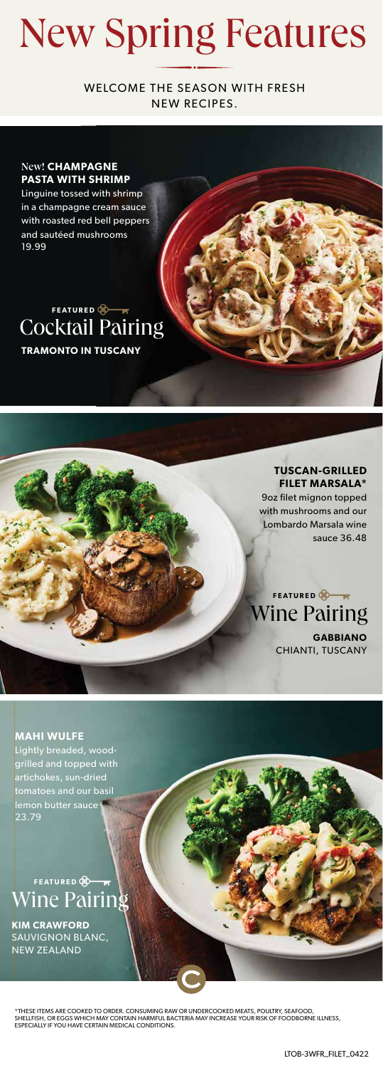# New Spring Features

WELCOME THE SEASON WITH FRESH NEW RECIPES.

New! **CHAMPAGNE PASTA WITH SHRIMP**

Linguine tossed with shrimp in a champagne cream sauce with roasted red bell peppers and sautéed mushrooms
19.99

FEATURED
## Cocktail Pairing

**TRAMONTO IN TUSCANY**

**TUSCAN-GRILLED FILET MARSALA***

9oz filet mignon topped with mushrooms and our Lombardo Marsala wine sauce 36.48

FEATURED
## Wine Pairing

**GABBIANO**
CHIANTI, TUSCANY

**MAHI WULFE**

Lightly breaded, wood-grilled and topped with artichokes, sun-dried tomatoes and our basil lemon butter sauce
23.79

FEATURED
## Wine Pairing

**KIM CRAWFORD**
SAUVIGNON BLANC, NEW ZEALAND

*THESE ITEMS ARE COOKED TO ORDER. CONSUMING RAW OR UNDERCOOKED MEATS, POULTRY, SEAFOOD, SHELLFISH, OR EGGS WHICH MAY CONTAIN HARMFUL BACTERIA MAY INCREASE YOUR RISK OF FOODBORNE ILLNESS, ESPECIALLY IF YOU HAVE CERTAIN MEDICAL CONDITIONS.

LTOB-3WFR_FILET_0422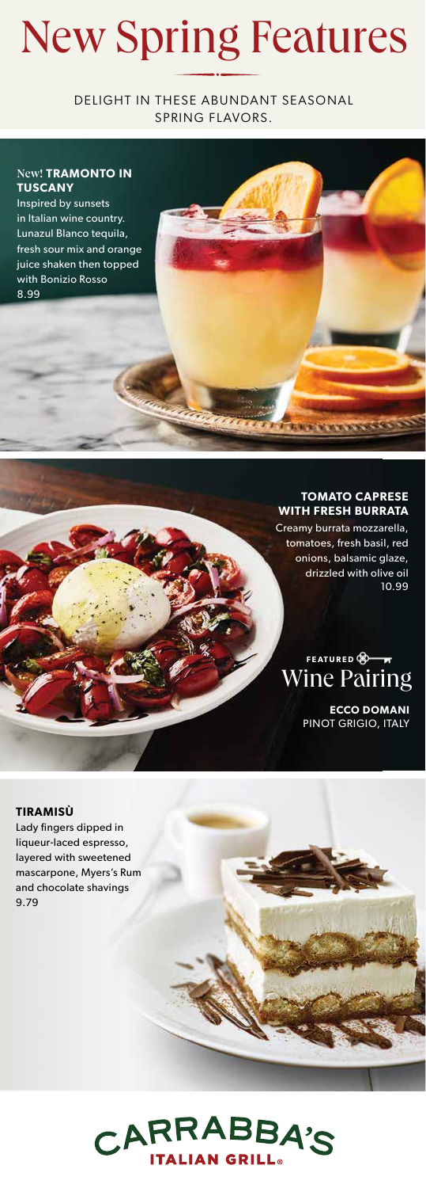# New Spring Features

DELIGHT IN THESE ABUNDANT SEASONAL SPRING FLAVORS.

**New! TRAMONTO IN TUSCANY**

Inspired by sunsets in Italian wine country. Lunazul Blanco tequila, fresh sour mix and orange juice shaken then topped with Bonizio Rosso

8.99

**TOMATO CAPRESE WITH FRESH BURRATA**

Creamy burrata mozzarella, tomatoes, fresh basil, red onions, balsamic glaze, drizzled with olive oil

10.99

FEATURED

## Wine Pairing

**ECCO DOMANI**
PINOT GRIGIO, ITALY

**TIRAMISÙ**

Lady fingers dipped in liqueur-laced espresso, layered with sweetened mascarpone, Myers's Rum and chocolate shavings

9.79

CARRABBA'S ITALIAN GRILL®